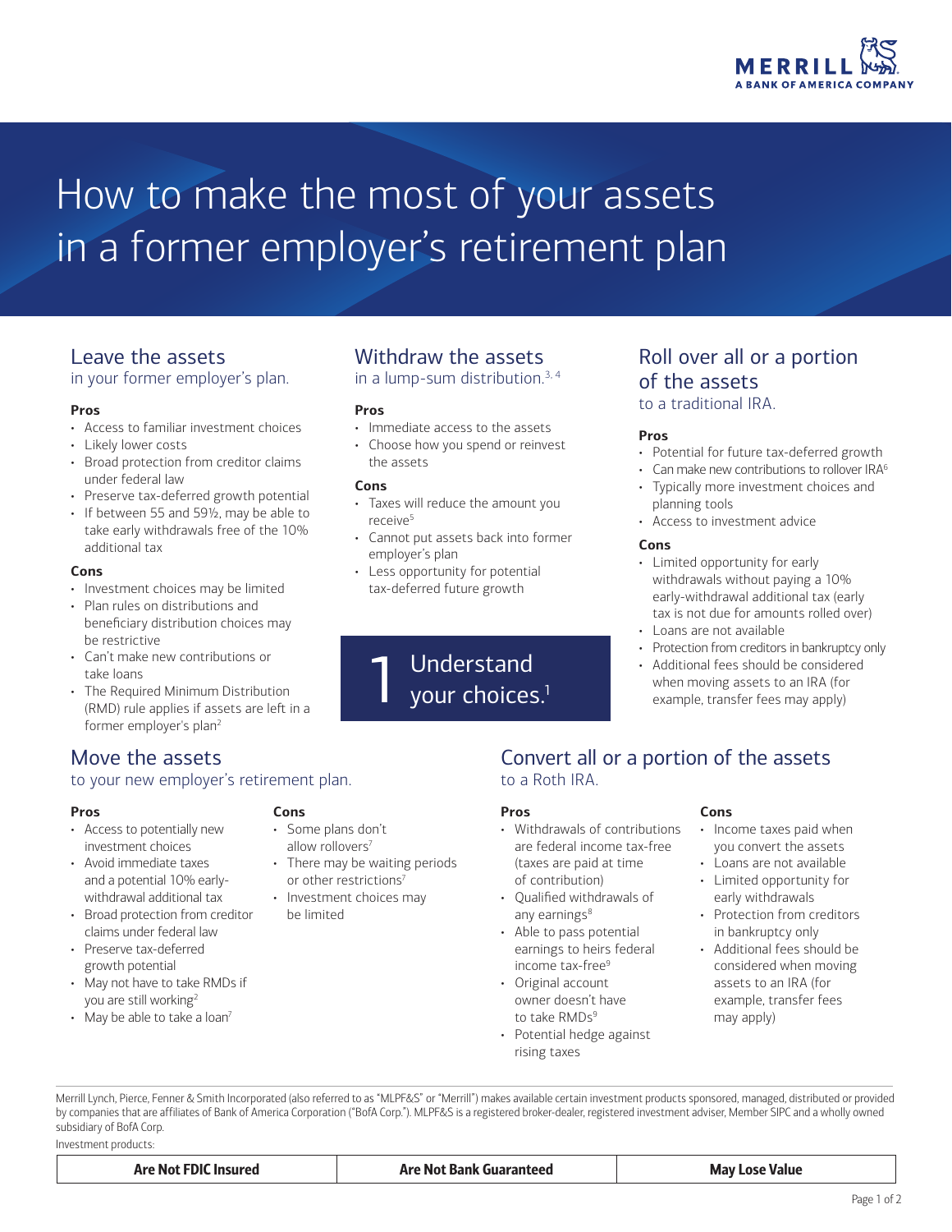MERRILL
A BANK OF AMERICA COMPANY

# How to make the most of your assets in a former employer's retirement plan

## 1 Understand your choices.[1]

### Leave the assets
in your former employer's plan.

**Pros**

- Access to familiar investment choices
- Likely lower costs
- Broad protection from creditor claims under federal law
- Preserve tax-deferred growth potential
- If between 55 and 59½, may be able to take early withdrawals free of the 10% additional tax

**Cons**

- Investment choices may be limited
- Plan rules on distributions and beneficiary distribution choices may be restrictive
- Can't make new contributions or take loans
- The Required Minimum Distribution (RMD) rule applies if assets are left in a former employer's plan[2]

### Withdraw the assets
in a lump-sum distribution.[3, 4]

**Pros**

- Immediate access to the assets
- Choose how you spend or reinvest the assets

**Cons**

- Taxes will reduce the amount you receive[5]
- Cannot put assets back into former employer's plan
- Less opportunity for potential tax-deferred future growth

### Roll over all or a portion of the assets
to a traditional IRA.

**Pros**

- Potential for future tax-deferred growth
- Can make new contributions to rollover IRA[6]
- Typically more investment choices and planning tools
- Access to investment advice

**Cons**

- Limited opportunity for early withdrawals without paying a 10% early-withdrawal additional tax (early tax is not due for amounts rolled over)
- Loans are not available
- Protection from creditors in bankruptcy only
- Additional fees should be considered when moving assets to an IRA (for example, transfer fees may apply)

### Move the assets
to your new employer's retirement plan.

**Pros**

- Access to potentially new investment choices
- Avoid immediate taxes and a potential 10% early-withdrawal additional tax
- Broad protection from creditor claims under federal law
- Preserve tax-deferred growth potential
- May not have to take RMDs if you are still working[2]
- May be able to take a loan[7]

**Cons**

- Some plans don't allow rollovers[7]
- There may be waiting periods or other restrictions[7]
- Investment choices may be limited

### Convert all or a portion of the assets
to a Roth IRA.

**Pros**

- Withdrawals of contributions are federal income tax-free (taxes are paid at time of contribution)
- Qualified withdrawals of any earnings[8]
- Able to pass potential earnings to heirs federal income tax-free[9]
- Original account owner doesn't have to take RMDs[9]
- Potential hedge against rising taxes

**Cons**

- Income taxes paid when you convert the assets
- Loans are not available
- Limited opportunity for early withdrawals
- Protection from creditors in bankruptcy only
- Additional fees should be considered when moving assets to an IRA (for example, transfer fees may apply)

---

Merrill Lynch, Pierce, Fenner & Smith Incorporated (also referred to as "MLPF&S" or "Merrill") makes available certain investment products sponsored, managed, distributed or provided by companies that are affiliates of Bank of America Corporation ("BofA Corp."). MLPF&S is a registered broker-dealer, registered investment adviser, Member SIPC and a wholly owned subsidiary of BofA Corp.

Investment products:

| Are Not FDIC Insured | Are Not Bank Guaranteed | May Lose Value |
| --- | --- | --- |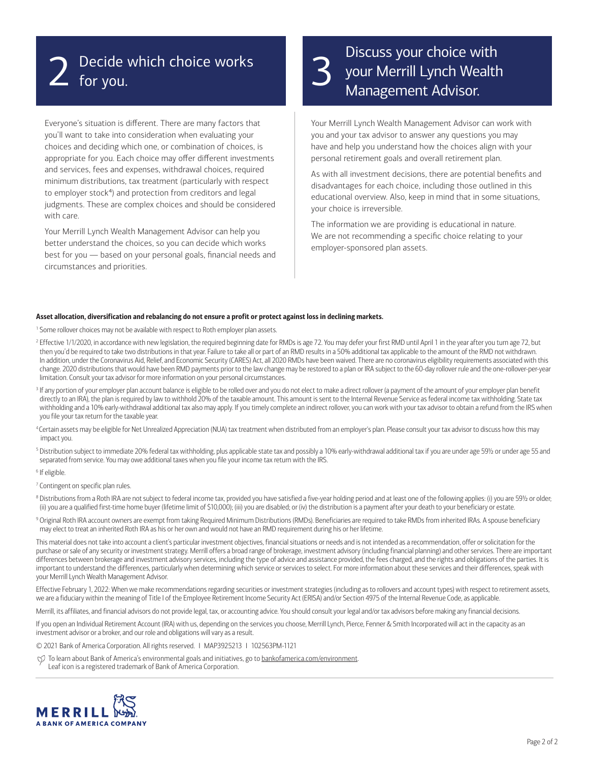## 2 Decide which choice works for you.

Everyone's situation is different. There are many factors that you'll want to take into consideration when evaluating your choices and deciding which one, or combination of choices, is appropriate for you. Each choice may offer different investments and services, fees and expenses, withdrawal choices, required minimum distributions, tax treatment (particularly with respect to employer stock[4]) and protection from creditors and legal judgments. These are complex choices and should be considered with care.

Your Merrill Lynch Wealth Management Advisor can help you better understand the choices, so you can decide which works best for you — based on your personal goals, financial needs and circumstances and priorities.

## 3 Discuss your choice with your Merrill Lynch Wealth Management Advisor.

Your Merrill Lynch Wealth Management Advisor can work with you and your tax advisor to answer any questions you may have and help you understand how the choices align with your personal retirement goals and overall retirement plan.

As with all investment decisions, there are potential benefits and disadvantages for each choice, including those outlined in this educational overview. Also, keep in mind that in some situations, your choice is irreversible.

The information we are providing is educational in nature. We are not recommending a specific choice relating to your employer-sponsored plan assets.

**Asset allocation, diversification and rebalancing do not ensure a profit or protect against loss in declining markets.**

[1] Some rollover choices may not be available with respect to Roth employer plan assets.

[2] Effective 1/1/2020, in accordance with new legislation, the required beginning date for RMDs is age 72. You may defer your first RMD until April 1 in the year after you turn age 72, but then you'd be required to take two distributions in that year. Failure to take all or part of an RMD results in a 50% additional tax applicable to the amount of the RMD not withdrawn. In addition, under the Coronavirus Aid, Relief, and Economic Security (CARES) Act, all 2020 RMDs have been waived. There are no coronavirus eligibility requirements associated with this change. 2020 distributions that would have been RMD payments prior to the law change may be restored to a plan or IRA subject to the 60-day rollover rule and the one-rollover-per-year limitation. Consult your tax advisor for more information on your personal circumstances.

[3] If any portion of your employer plan account balance is eligible to be rolled over and you do not elect to make a direct rollover (a payment of the amount of your employer plan benefit directly to an IRA), the plan is required by law to withhold 20% of the taxable amount. This amount is sent to the Internal Revenue Service as federal income tax withholding. State tax withholding and a 10% early-withdrawal additional tax also may apply. If you timely complete an indirect rollover, you can work with your tax advisor to obtain a refund from the IRS when you file your tax return for the taxable year.

[4] Certain assets may be eligible for Net Unrealized Appreciation (NUA) tax treatment when distributed from an employer's plan. Please consult your tax advisor to discuss how this may impact you.

[5] Distribution subject to immediate 20% federal tax withholding, plus applicable state tax and possibly a 10% early-withdrawal additional tax if you are under age 59½ or under age 55 and separated from service. You may owe additional taxes when you file your income tax return with the IRS.

[6] If eligible.

[7] Contingent on specific plan rules.

[8] Distributions from a Roth IRA are not subject to federal income tax, provided you have satisfied a five-year holding period and at least one of the following applies: (i) you are 59½ or older; (ii) you are a qualified first-time home buyer (lifetime limit of $10,000); (iii) you are disabled; or (iv) the distribution is a payment after your death to your beneficiary or estate.

[9] Original Roth IRA account owners are exempt from taking Required Minimum Distributions (RMDs). Beneficiaries are required to take RMDs from inherited IRAs. A spouse beneficiary may elect to treat an inherited Roth IRA as his or her own and would not have an RMD requirement during his or her lifetime.

This material does not take into account a client's particular investment objectives, financial situations or needs and is not intended as a recommendation, offer or solicitation for the purchase or sale of any security or investment strategy. Merrill offers a broad range of brokerage, investment advisory (including financial planning) and other services. There are important differences between brokerage and investment advisory services, including the type of advice and assistance provided, the fees charged, and the rights and obligations of the parties. It is important to understand the differences, particularly when determining which service or services to select. For more information about these services and their differences, speak with your Merrill Lynch Wealth Management Advisor.

Effective February 1, 2022: When we make recommendations regarding securities or investment strategies (including as to rollovers and account types) with respect to retirement assets, we are a fiduciary within the meaning of Title I of the Employee Retirement Income Security Act (ERISA) and/or Section 4975 of the Internal Revenue Code, as applicable.

Merrill, its affiliates, and financial advisors do not provide legal, tax, or accounting advice. You should consult your legal and/or tax advisors before making any financial decisions.

If you open an Individual Retirement Account (IRA) with us, depending on the services you choose, Merrill Lynch, Pierce, Fenner & Smith Incorporated will act in the capacity as an investment advisor or a broker, and our role and obligations will vary as a result.

© 2021 Bank of America Corporation. All rights reserved. | MAP3925213 | 102563PM-1121

To learn about Bank of America's environmental goals and initiatives, go to bankofamerica.com/environment. Leaf icon is a registered trademark of Bank of America Corporation.

MERRILL
A BANK OF AMERICA COMPANY